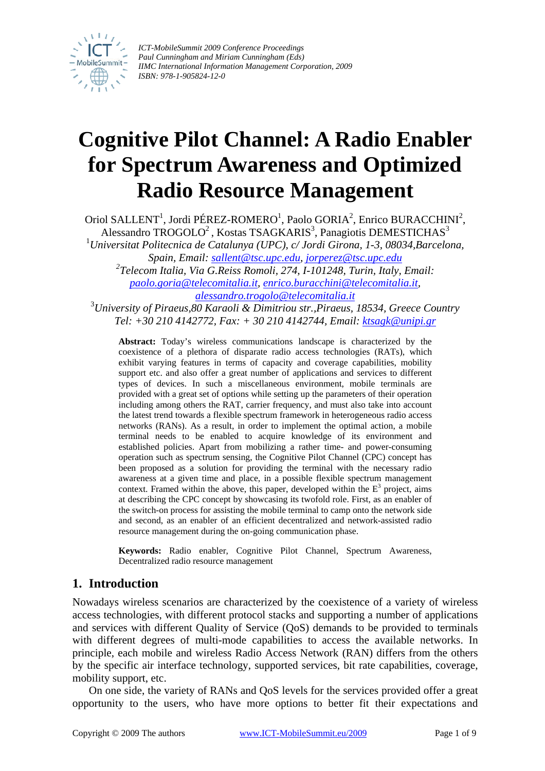# Cognitive Pilot Channel: A Radio Enabler for Spectrum Awareness and Optimized Radio Resource Management

Oriol SALLENT[1], Jordi PÉREZ-ROMERO[1], Paolo GORIA[2], Enrico BURACCHINI[2], Alessandro TROGOLO[2] , Kostas TSAGKARIS[3], Panagiotis DEMESTICHAS[3]

[1]*Universitat Politecnica de Catalunya (UPC), c/ Jordi Girona, 1-3, 08034,Barcelona, Spain, Email: sallent@tsc.upc.edu, jorperez@tsc.upc.edu*

[2]*Telecom Italia, Via G.Reiss Romoli, 274, I-101248, Turin, Italy, Email: paolo.goria@telecomitalia.it, enrico.buracchini@telecomitalia.it, alessandro.trogolo@telecomitalia.it*

[3]*University of Piraeus,80 Karaoli & Dimitriou str.,Piraeus, 18534, Greece Country Tel: +30 210 4142772, Fax: + 30 210 4142744, Email: ktsagk@unipi.gr*

**Abstract:** Today's wireless communications landscape is characterized by the coexistence of a plethora of disparate radio access technologies (RATs), which exhibit varying features in terms of capacity and coverage capabilities, mobility support etc. and also offer a great number of applications and services to different types of devices. In such a miscellaneous environment, mobile terminals are provided with a great set of options while setting up the parameters of their operation including among others the RAT, carrier frequency, and must also take into account the latest trend towards a flexible spectrum framework in heterogeneous radio access networks (RANs). As a result, in order to implement the optimal action, a mobile terminal needs to be enabled to acquire knowledge of its environment and established policies. Apart from mobilizing a rather time- and power-consuming operation such as spectrum sensing, the Cognitive Pilot Channel (CPC) concept has been proposed as a solution for providing the terminal with the necessary radio awareness at a given time and place, in a possible flexible spectrum management context. Framed within the above, this paper, developed within the E$^3$ project, aims at describing the CPC concept by showcasing its twofold role. First, as an enabler of the switch-on process for assisting the mobile terminal to camp onto the network side and second, as an enabler of an efficient decentralized and network-assisted radio resource management during the on-going communication phase.

**Keywords:** Radio enabler, Cognitive Pilot Channel, Spectrum Awareness, Decentralized radio resource management

## 1. Introduction

Nowadays wireless scenarios are characterized by the coexistence of a variety of wireless access technologies, with different protocol stacks and supporting a number of applications and services with different Quality of Service (QoS) demands to be provided to terminals with different degrees of multi-mode capabilities to access the available networks. In principle, each mobile and wireless Radio Access Network (RAN) differs from the others by the specific air interface technology, supported services, bit rate capabilities, coverage, mobility support, etc.

On one side, the variety of RANs and QoS levels for the services provided offer a great opportunity to the users, who have more options to better fit their expectations and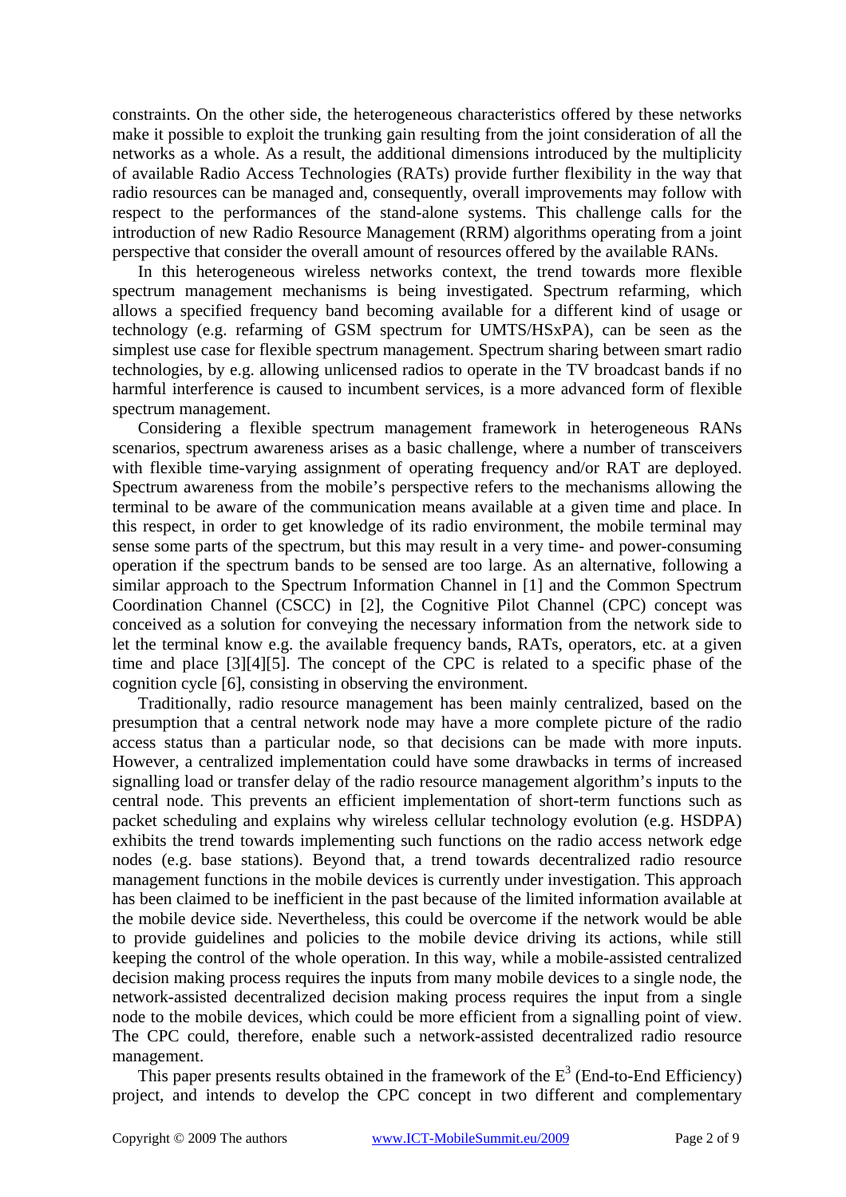constraints. On the other side, the heterogeneous characteristics offered by these networks make it possible to exploit the trunking gain resulting from the joint consideration of all the networks as a whole. As a result, the additional dimensions introduced by the multiplicity of available Radio Access Technologies (RATs) provide further flexibility in the way that radio resources can be managed and, consequently, overall improvements may follow with respect to the performances of the stand-alone systems. This challenge calls for the introduction of new Radio Resource Management (RRM) algorithms operating from a joint perspective that consider the overall amount of resources offered by the available RANs.

In this heterogeneous wireless networks context, the trend towards more flexible spectrum management mechanisms is being investigated. Spectrum refarming, which allows a specified frequency band becoming available for a different kind of usage or technology (e.g. refarming of GSM spectrum for UMTS/HSxPA), can be seen as the simplest use case for flexible spectrum management. Spectrum sharing between smart radio technologies, by e.g. allowing unlicensed radios to operate in the TV broadcast bands if no harmful interference is caused to incumbent services, is a more advanced form of flexible spectrum management.

Considering a flexible spectrum management framework in heterogeneous RANs scenarios, spectrum awareness arises as a basic challenge, where a number of transceivers with flexible time-varying assignment of operating frequency and/or RAT are deployed. Spectrum awareness from the mobile's perspective refers to the mechanisms allowing the terminal to be aware of the communication means available at a given time and place. In this respect, in order to get knowledge of its radio environment, the mobile terminal may sense some parts of the spectrum, but this may result in a very time- and power-consuming operation if the spectrum bands to be sensed are too large. As an alternative, following a similar approach to the Spectrum Information Channel in [1] and the Common Spectrum Coordination Channel (CSCC) in [2], the Cognitive Pilot Channel (CPC) concept was conceived as a solution for conveying the necessary information from the network side to let the terminal know e.g. the available frequency bands, RATs, operators, etc. at a given time and place [3][4][5]. The concept of the CPC is related to a specific phase of the cognition cycle [6], consisting in observing the environment.

Traditionally, radio resource management has been mainly centralized, based on the presumption that a central network node may have a more complete picture of the radio access status than a particular node, so that decisions can be made with more inputs. However, a centralized implementation could have some drawbacks in terms of increased signalling load or transfer delay of the radio resource management algorithm's inputs to the central node. This prevents an efficient implementation of short-term functions such as packet scheduling and explains why wireless cellular technology evolution (e.g. HSDPA) exhibits the trend towards implementing such functions on the radio access network edge nodes (e.g. base stations). Beyond that, a trend towards decentralized radio resource management functions in the mobile devices is currently under investigation. This approach has been claimed to be inefficient in the past because of the limited information available at the mobile device side. Nevertheless, this could be overcome if the network would be able to provide guidelines and policies to the mobile device driving its actions, while still keeping the control of the whole operation. In this way, while a mobile-assisted centralized decision making process requires the inputs from many mobile devices to a single node, the network-assisted decentralized decision making process requires the input from a single node to the mobile devices, which could be more efficient from a signalling point of view. The CPC could, therefore, enable such a network-assisted decentralized radio resource management.

This paper presents results obtained in the framework of the $E^3$ (End-to-End Efficiency) project, and intends to develop the CPC concept in two different and complementary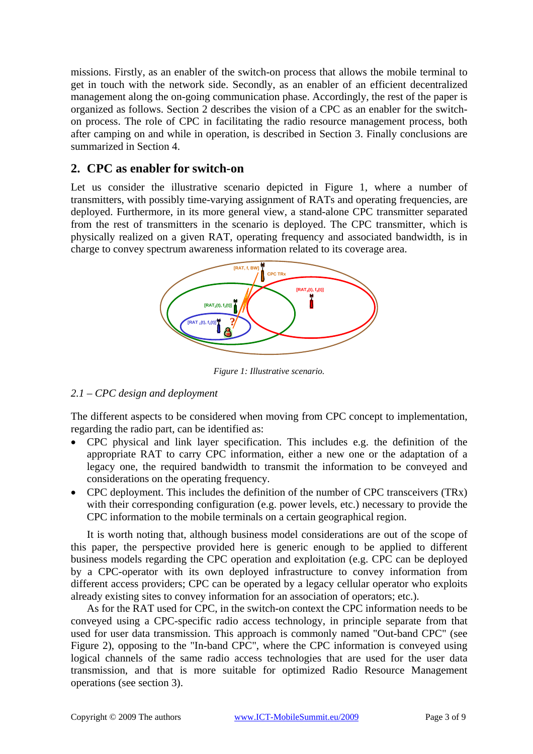missions. Firstly, as an enabler of the switch-on process that allows the mobile terminal to get in touch with the network side. Secondly, as an enabler of an efficient decentralized management along the on-going communication phase. Accordingly, the rest of the paper is organized as follows. Section 2 describes the vision of a CPC as an enabler for the switch-on process. The role of CPC in facilitating the radio resource management process, both after camping on and while in operation, is described in Section 3. Finally conclusions are summarized in Section 4.

## 2. CPC as enabler for switch-on

Let us consider the illustrative scenario depicted in Figure 1, where a number of transmitters, with possibly time-varying assignment of RATs and operating frequencies, are deployed. Furthermore, in its more general view, a stand-alone CPC transmitter separated from the rest of transmitters in the scenario is deployed. The CPC transmitter, which is physically realized on a given RAT, operating frequency and associated bandwidth, is in charge to convey spectrum awareness information related to its coverage area.

*Figure 1: Illustrative scenario.*

### *2.1 – CPC design and deployment*

The different aspects to be considered when moving from CPC concept to implementation, regarding the radio part, can be identified as:

- CPC physical and link layer specification. This includes e.g. the definition of the appropriate RAT to carry CPC information, either a new one or the adaptation of a legacy one, the required bandwidth to transmit the information to be conveyed and considerations on the operating frequency.
- CPC deployment. This includes the definition of the number of CPC transceivers (TRx) with their corresponding configuration (e.g. power levels, etc.) necessary to provide the CPC information to the mobile terminals on a certain geographical region.

It is worth noting that, although business model considerations are out of the scope of this paper, the perspective provided here is generic enough to be applied to different business models regarding the CPC operation and exploitation (e.g. CPC can be deployed by a CPC-operator with its own deployed infrastructure to convey information from different access providers; CPC can be operated by a legacy cellular operator who exploits already existing sites to convey information for an association of operators; etc.).

As for the RAT used for CPC, in the switch-on context the CPC information needs to be conveyed using a CPC-specific radio access technology, in principle separate from that used for user data transmission. This approach is commonly named "Out-band CPC" (see Figure 2), opposing to the "In-band CPC", where the CPC information is conveyed using logical channels of the same radio access technologies that are used for the user data transmission, and that is more suitable for optimized Radio Resource Management operations (see section 3).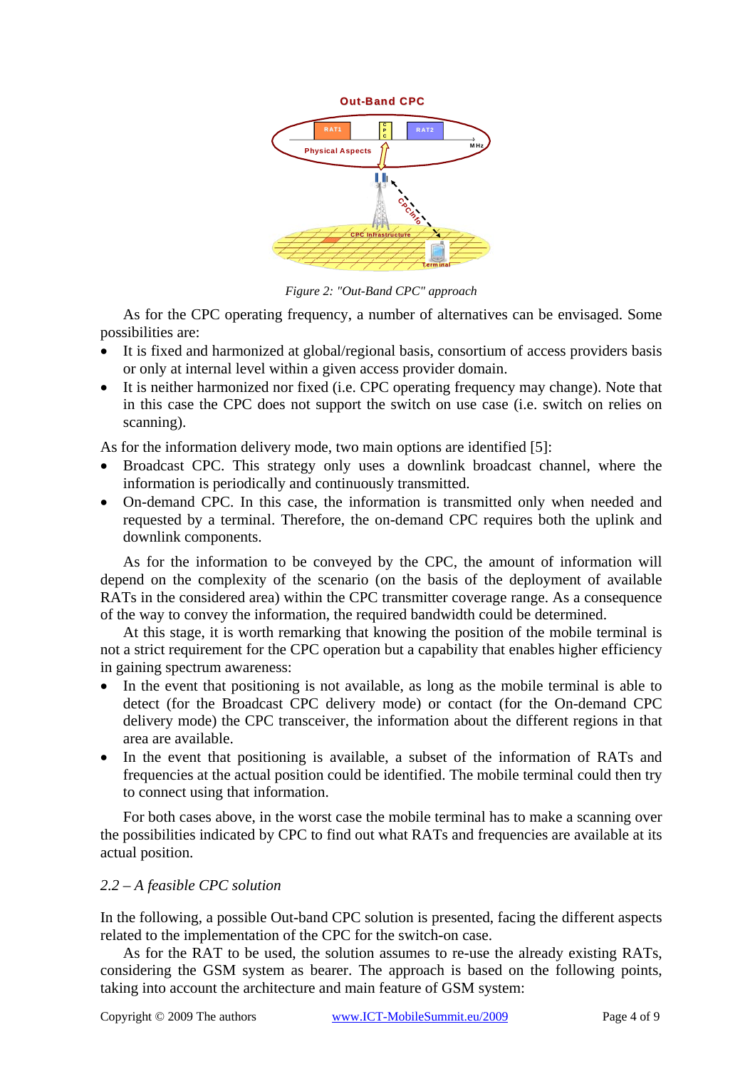*Figure 2: "Out-Band CPC" approach*

As for the CPC operating frequency, a number of alternatives can be envisaged. Some possibilities are:

- It is fixed and harmonized at global/regional basis, consortium of access providers basis or only at internal level within a given access provider domain.
- It is neither harmonized nor fixed (i.e. CPC operating frequency may change). Note that in this case the CPC does not support the switch on use case (i.e. switch on relies on scanning).

As for the information delivery mode, two main options are identified [5]:

- Broadcast CPC. This strategy only uses a downlink broadcast channel, where the information is periodically and continuously transmitted.
- On-demand CPC. In this case, the information is transmitted only when needed and requested by a terminal. Therefore, the on-demand CPC requires both the uplink and downlink components.

As for the information to be conveyed by the CPC, the amount of information will depend on the complexity of the scenario (on the basis of the deployment of available RATs in the considered area) within the CPC transmitter coverage range. As a consequence of the way to convey the information, the required bandwidth could be determined.

At this stage, it is worth remarking that knowing the position of the mobile terminal is not a strict requirement for the CPC operation but a capability that enables higher efficiency in gaining spectrum awareness:

- In the event that positioning is not available, as long as the mobile terminal is able to detect (for the Broadcast CPC delivery mode) or contact (for the On-demand CPC delivery mode) the CPC transceiver, the information about the different regions in that area are available.
- In the event that positioning is available, a subset of the information of RATs and frequencies at the actual position could be identified. The mobile terminal could then try to connect using that information.

For both cases above, in the worst case the mobile terminal has to make a scanning over the possibilities indicated by CPC to find out what RATs and frequencies are available at its actual position.

### *2.2 – A feasible CPC solution*

In the following, a possible Out-band CPC solution is presented, facing the different aspects related to the implementation of the CPC for the switch-on case.

As for the RAT to be used, the solution assumes to re-use the already existing RATs, considering the GSM system as bearer. The approach is based on the following points, taking into account the architecture and main feature of GSM system: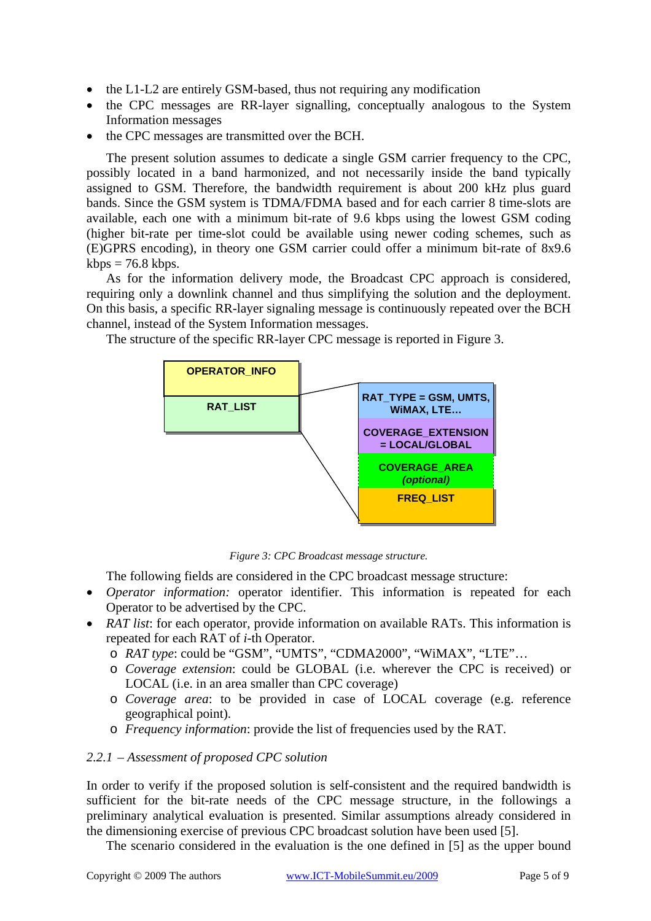- the L1-L2 are entirely GSM-based, thus not requiring any modification
- the CPC messages are RR-layer signalling, conceptually analogous to the System Information messages
- the CPC messages are transmitted over the BCH.

The present solution assumes to dedicate a single GSM carrier frequency to the CPC, possibly located in a band harmonized, and not necessarily inside the band typically assigned to GSM. Therefore, the bandwidth requirement is about 200 kHz plus guard bands. Since the GSM system is TDMA/FDMA based and for each carrier 8 time-slots are available, each one with a minimum bit-rate of 9.6 kbps using the lowest GSM coding (higher bit-rate per time-slot could be available using newer coding schemes, such as (E)GPRS encoding), in theory one GSM carrier could offer a minimum bit-rate of 8x9.6 kbps = 76.8 kbps.

As for the information delivery mode, the Broadcast CPC approach is considered, requiring only a downlink channel and thus simplifying the solution and the deployment. On this basis, a specific RR-layer signaling message is continuously repeated over the BCH channel, instead of the System Information messages.

The structure of the specific RR-layer CPC message is reported in Figure 3.

| OPERATOR_INFO |
| --- |
| RAT_LIST |

| RAT_LIST |
| --- |
| RAT_TYPE = GSM, UMTS, WiMAX, LTE… |
| COVERAGE_EXTENSION = LOCAL/GLOBAL |
| COVERAGE_AREA *(optional)* |
| FREQ_LIST |

*Figure 3: CPC Broadcast message structure.*

The following fields are considered in the CPC broadcast message structure:

- *Operator information:* operator identifier. This information is repeated for each Operator to be advertised by the CPC.
- *RAT list*: for each operator, provide information on available RATs. This information is repeated for each RAT of *i*-th Operator.
    - *RAT type*: could be "GSM", "UMTS", "CDMA2000", "WiMAX", "LTE"…
    - *Coverage extension*: could be GLOBAL (i.e. wherever the CPC is received) or LOCAL (i.e. in an area smaller than CPC coverage)
    - *Coverage area*: to be provided in case of LOCAL coverage (e.g. reference geographical point).
    - *Frequency information*: provide the list of frequencies used by the RAT.

### *2.2.1 – Assessment of proposed CPC solution*

In order to verify if the proposed solution is self-consistent and the required bandwidth is sufficient for the bit-rate needs of the CPC message structure, in the followings a preliminary analytical evaluation is presented. Similar assumptions already considered in the dimensioning exercise of previous CPC broadcast solution have been used [5].

The scenario considered in the evaluation is the one defined in [5] as the upper bound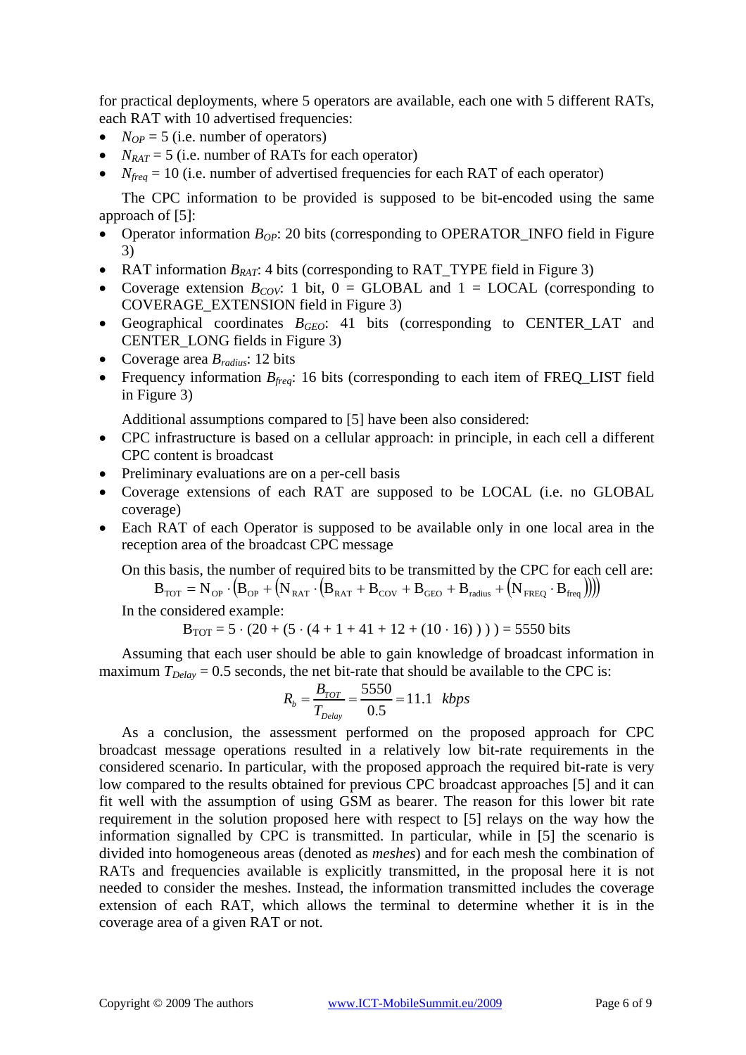for practical deployments, where 5 operators are available, each one with 5 different RATs, each RAT with 10 advertised frequencies:

- $N_{OP}$ = 5 (i.e. number of operators)
- $N_{RAT}$ = 5 (i.e. number of RATs for each operator)
- $N_{freq}$ = 10 (i.e. number of advertised frequencies for each RAT of each operator)

The CPC information to be provided is supposed to be bit-encoded using the same approach of [5]:

- Operator information $B_{OP}$: 20 bits (corresponding to OPERATOR_INFO field in Figure 3)
- RAT information $B_{RAT}$: 4 bits (corresponding to RAT_TYPE field in Figure 3)
- Coverage extension $B_{COV}$: 1 bit, 0 = GLOBAL and 1 = LOCAL (corresponding to COVERAGE_EXTENSION field in Figure 3)
- Geographical coordinates $B_{GEO}$: 41 bits (corresponding to CENTER_LAT and CENTER_LONG fields in Figure 3)
- Coverage area $B_{radius}$: 12 bits
- Frequency information $B_{freq}$: 16 bits (corresponding to each item of FREQ_LIST field in Figure 3)

Additional assumptions compared to [5] have been also considered:

- CPC infrastructure is based on a cellular approach: in principle, in each cell a different CPC content is broadcast
- Preliminary evaluations are on a per-cell basis
- Coverage extensions of each RAT are supposed to be LOCAL (i.e. no GLOBAL coverage)
- Each RAT of each Operator is supposed to be available only in one local area in the reception area of the broadcast CPC message

On this basis, the number of required bits to be transmitted by the CPC for each cell are:

$$B_{TOT} = N_{OP} \cdot \left(B_{OP} + \left(N_{RAT} \cdot \left(B_{RAT} + B_{COV} + B_{GEO} + B_{radius} + \left(N_{FREQ} \cdot B_{freq}\right)\right)\right)\right)$$

In the considered example:

$$B_{TOT} = 5 \cdot (20 + (5 \cdot (4 + 1 + 41 + 12 + (10 \cdot 16)))) = 5550 \text{ bits}$$

Assuming that each user should be able to gain knowledge of broadcast information in maximum $T_{Delay}$ = 0.5 seconds, the net bit-rate that should be available to the CPC is:

$$R_b = \frac{B_{TOT}}{T_{Delay}} = \frac{5550}{0.5} = 11.1 \quad kbps$$

As a conclusion, the assessment performed on the proposed approach for CPC broadcast message operations resulted in a relatively low bit-rate requirements in the considered scenario. In particular, with the proposed approach the required bit-rate is very low compared to the results obtained for previous CPC broadcast approaches [5] and it can fit well with the assumption of using GSM as bearer. The reason for this lower bit rate requirement in the solution proposed here with respect to [5] relays on the way how the information signalled by CPC is transmitted. In particular, while in [5] the scenario is divided into homogeneous areas (denoted as *meshes*) and for each mesh the combination of RATs and frequencies available is explicitly transmitted, in the proposal here it is not needed to consider the meshes. Instead, the information transmitted includes the coverage extension of each RAT, which allows the terminal to determine whether it is in the coverage area of a given RAT or not.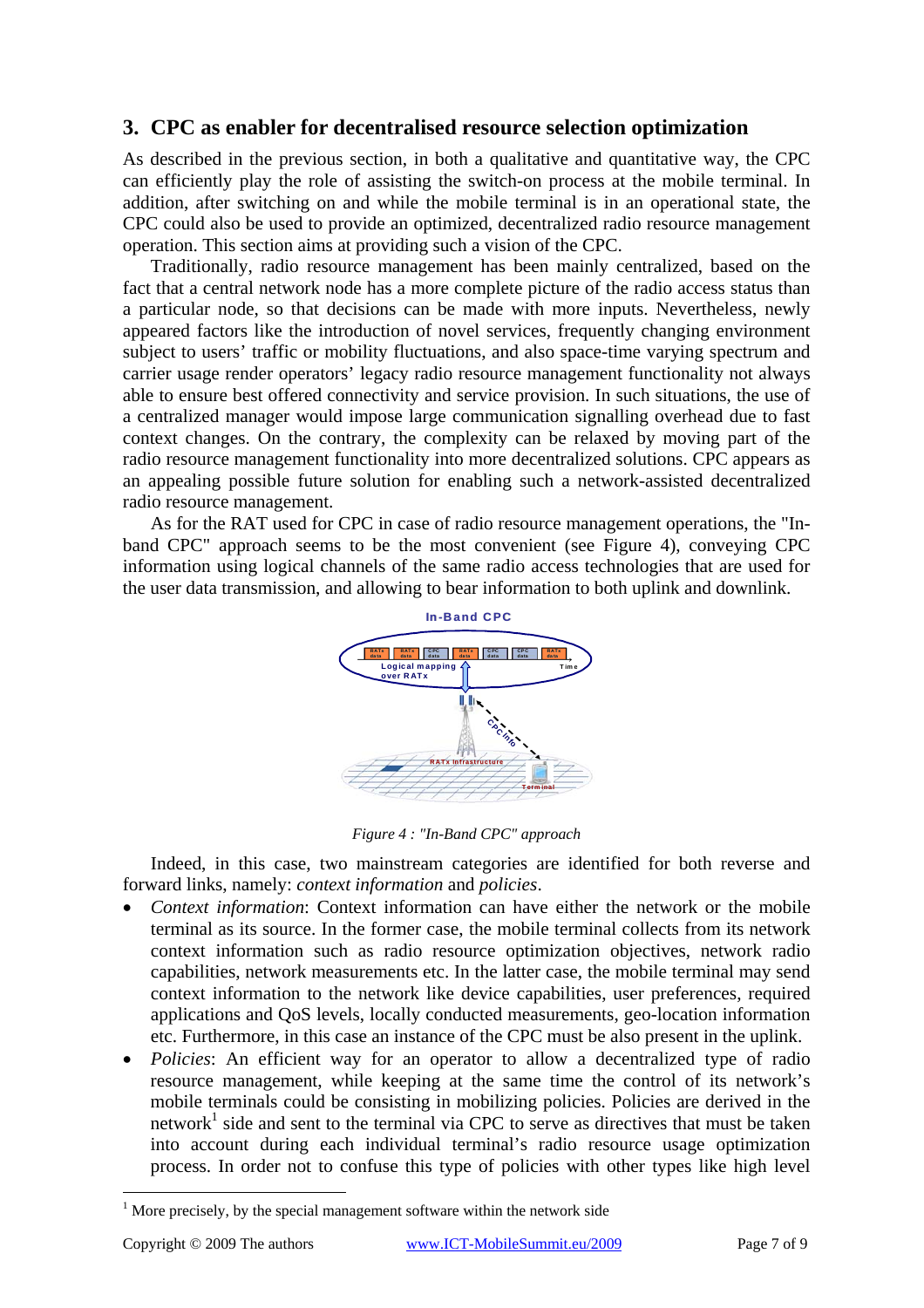## 3. CPC as enabler for decentralised resource selection optimization

As described in the previous section, in both a qualitative and quantitative way, the CPC can efficiently play the role of assisting the switch-on process at the mobile terminal. In addition, after switching on and while the mobile terminal is in an operational state, the CPC could also be used to provide an optimized, decentralized radio resource management operation. This section aims at providing such a vision of the CPC.

Traditionally, radio resource management has been mainly centralized, based on the fact that a central network node has a more complete picture of the radio access status than a particular node, so that decisions can be made with more inputs. Nevertheless, newly appeared factors like the introduction of novel services, frequently changing environment subject to users' traffic or mobility fluctuations, and also space-time varying spectrum and carrier usage render operators' legacy radio resource management functionality not always able to ensure best offered connectivity and service provision. In such situations, the use of a centralized manager would impose large communication signalling overhead due to fast context changes. On the contrary, the complexity can be relaxed by moving part of the radio resource management functionality into more decentralized solutions. CPC appears as an appealing possible future solution for enabling such a network-assisted decentralized radio resource management.

As for the RAT used for CPC in case of radio resource management operations, the "In-band CPC" approach seems to be the most convenient (see Figure 4), conveying CPC information using logical channels of the same radio access technologies that are used for the user data transmission, and allowing to bear information to both uplink and downlink.

*Figure 4 : "In-Band CPC" approach*

Indeed, in this case, two mainstream categories are identified for both reverse and forward links, namely: *context information* and *policies*.

- *Context information*: Context information can have either the network or the mobile terminal as its source. In the former case, the mobile terminal collects from its network context information such as radio resource optimization objectives, network radio capabilities, network measurements etc. In the latter case, the mobile terminal may send context information to the network like device capabilities, user preferences, required applications and QoS levels, locally conducted measurements, geo-location information etc. Furthermore, in this case an instance of the CPC must be also present in the uplink.
- *Policies*: An efficient way for an operator to allow a decentralized type of radio resource management, while keeping at the same time the control of its network's mobile terminals could be consisting in mobilizing policies. Policies are derived in the network[1] side and sent to the terminal via CPC to serve as directives that must be taken into account during each individual terminal's radio resource usage optimization process. In order not to confuse this type of policies with other types like high level

[1] More precisely, by the special management software within the network side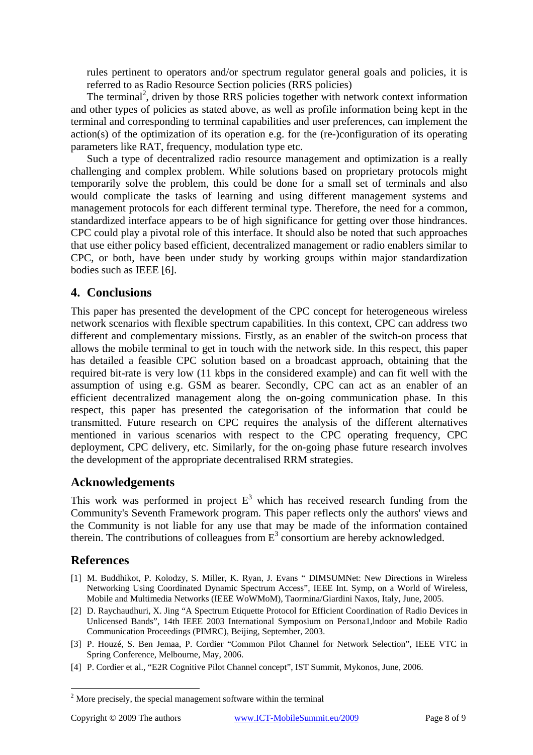rules pertinent to operators and/or spectrum regulator general goals and policies, it is referred to as Radio Resource Section policies (RRS policies)

The terminal[2], driven by those RRS policies together with network context information and other types of policies as stated above, as well as profile information being kept in the terminal and corresponding to terminal capabilities and user preferences, can implement the action(s) of the optimization of its operation e.g. for the (re-)configuration of its operating parameters like RAT, frequency, modulation type etc.

Such a type of decentralized radio resource management and optimization is a really challenging and complex problem. While solutions based on proprietary protocols might temporarily solve the problem, this could be done for a small set of terminals and also would complicate the tasks of learning and using different management systems and management protocols for each different terminal type. Therefore, the need for a common, standardized interface appears to be of high significance for getting over those hindrances. CPC could play a pivotal role of this interface. It should also be noted that such approaches that use either policy based efficient, decentralized management or radio enablers similar to CPC, or both, have been under study by working groups within major standardization bodies such as IEEE [6].

## 4. Conclusions

This paper has presented the development of the CPC concept for heterogeneous wireless network scenarios with flexible spectrum capabilities. In this context, CPC can address two different and complementary missions. Firstly, as an enabler of the switch-on process that allows the mobile terminal to get in touch with the network side. In this respect, this paper has detailed a feasible CPC solution based on a broadcast approach, obtaining that the required bit-rate is very low (11 kbps in the considered example) and can fit well with the assumption of using e.g. GSM as bearer. Secondly, CPC can act as an enabler of an efficient decentralized management along the on-going communication phase. In this respect, this paper has presented the categorisation of the information that could be transmitted. Future research on CPC requires the analysis of the different alternatives mentioned in various scenarios with respect to the CPC operating frequency, CPC deployment, CPC delivery, etc. Similarly, for the on-going phase future research involves the development of the appropriate decentralised RRM strategies.

## Acknowledgements

This work was performed in project $E^3$ which has received research funding from the Community's Seventh Framework program. This paper reflects only the authors' views and the Community is not liable for any use that may be made of the information contained therein. The contributions of colleagues from $E^3$ consortium are hereby acknowledged.

## References

[1] M. Buddhikot, P. Kolodzy, S. Miller, K. Ryan, J. Evans " DIMSUMNet: New Directions in Wireless Networking Using Coordinated Dynamic Spectrum Access", IEEE Int. Symp, on a World of Wireless, Mobile and Multimedia Networks (IEEE WoWMoM), Taormina/Giardini Naxos, Italy, June, 2005.

[2] D. Raychaudhuri, X. Jing "A Spectrum Etiquette Protocol for Efficient Coordination of Radio Devices in Unlicensed Bands", 14th IEEE 2003 International Symposium on Persona1,lndoor and Mobile Radio Communication Proceedings (PIMRC), Beijing, September, 2003.

[3] P. Houzé, S. Ben Jemaa, P. Cordier "Common Pilot Channel for Network Selection", IEEE VTC in Spring Conference, Melbourne, May, 2006.

[4] P. Cordier et al., "E2R Cognitive Pilot Channel concept", IST Summit, Mykonos, June, 2006.

[2] More precisely, the special management software within the terminal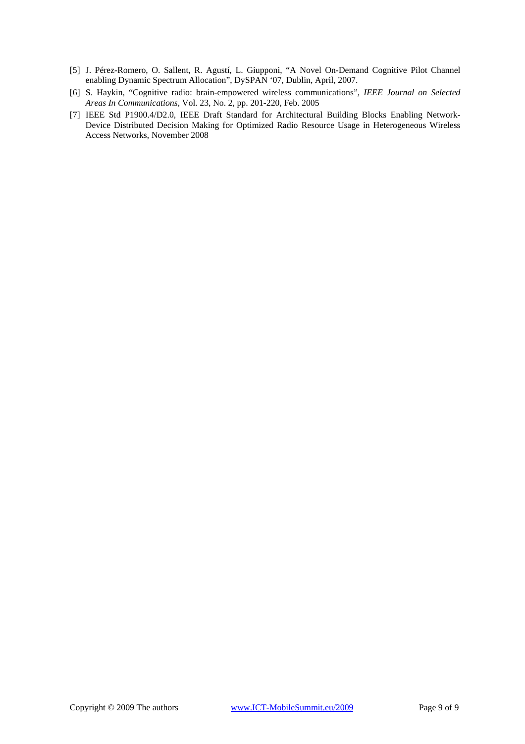[5] J. Pérez-Romero, O. Sallent, R. Agustí, L. Giupponi, "A Novel On-Demand Cognitive Pilot Channel enabling Dynamic Spectrum Allocation", DySPAN '07, Dublin, April, 2007.

[6] S. Haykin, "Cognitive radio: brain-empowered wireless communications", *IEEE Journal on Selected Areas In Communications*, Vol. 23, No. 2, pp. 201-220, Feb. 2005

[7] IEEE Std P1900.4/D2.0, IEEE Draft Standard for Architectural Building Blocks Enabling Network-Device Distributed Decision Making for Optimized Radio Resource Usage in Heterogeneous Wireless Access Networks, November 2008